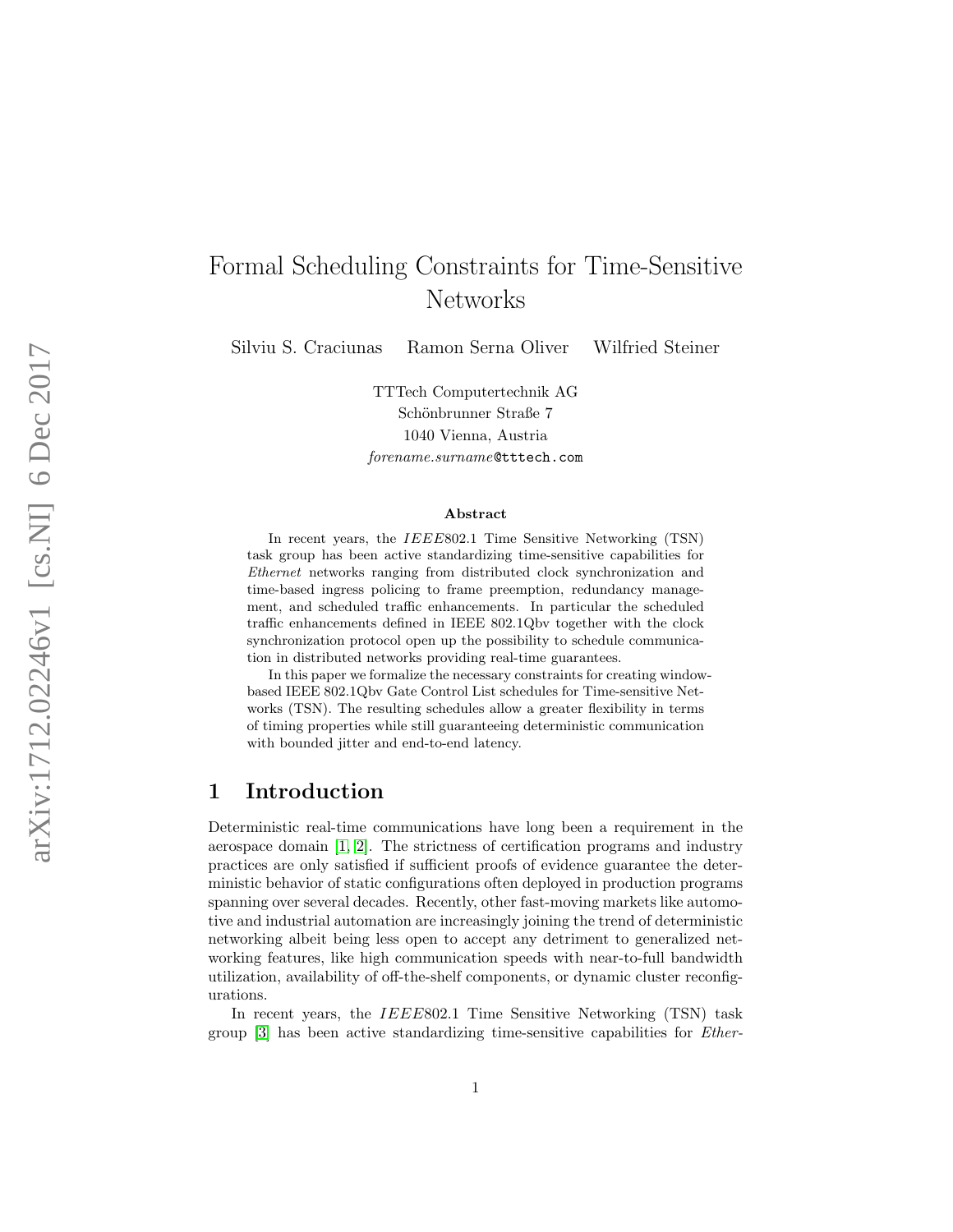# Formal Scheduling Constraints for Time-Sensitive Networks

Silviu S. Craciunas   Ramon Serna Oliver   Wilfried Steiner

TTTech Computertechnik AG
Schönbrunner Straße 7
1040 Vienna, Austria
*forename.surname*@tttech.com

**Abstract**

In recent years, the *IEEE*802.1 Time Sensitive Networking (TSN) task group has been active standardizing time-sensitive capabilities for *Ethernet* networks ranging from distributed clock synchronization and time-based ingress policing to frame preemption, redundancy management, and scheduled traffic enhancements. In particular the scheduled traffic enhancements defined in IEEE 802.1Qbv together with the clock synchronization protocol open up the possibility to schedule communication in distributed networks providing real-time guarantees.

In this paper we formalize the necessary constraints for creating window-based IEEE 802.1Qbv Gate Control List schedules for Time-sensitive Networks (TSN). The resulting schedules allow a greater flexibility in terms of timing properties while still guaranteeing deterministic communication with bounded jitter and end-to-end latency.

## 1 Introduction

Deterministic real-time communications have long been a requirement in the aerospace domain [1, 2]. The strictness of certification programs and industry practices are only satisfied if sufficient proofs of evidence guarantee the deterministic behavior of static configurations often deployed in production programs spanning over several decades. Recently, other fast-moving markets like automotive and industrial automation are increasingly joining the trend of deterministic networking albeit being less open to accept any detriment to generalized networking features, like high communication speeds with near-to-full bandwidth utilization, availability of off-the-shelf components, or dynamic cluster reconfigurations.

In recent years, the *IEEE*802.1 Time Sensitive Networking (TSN) task group [3] has been active standardizing time-sensitive capabilities for *Ether-*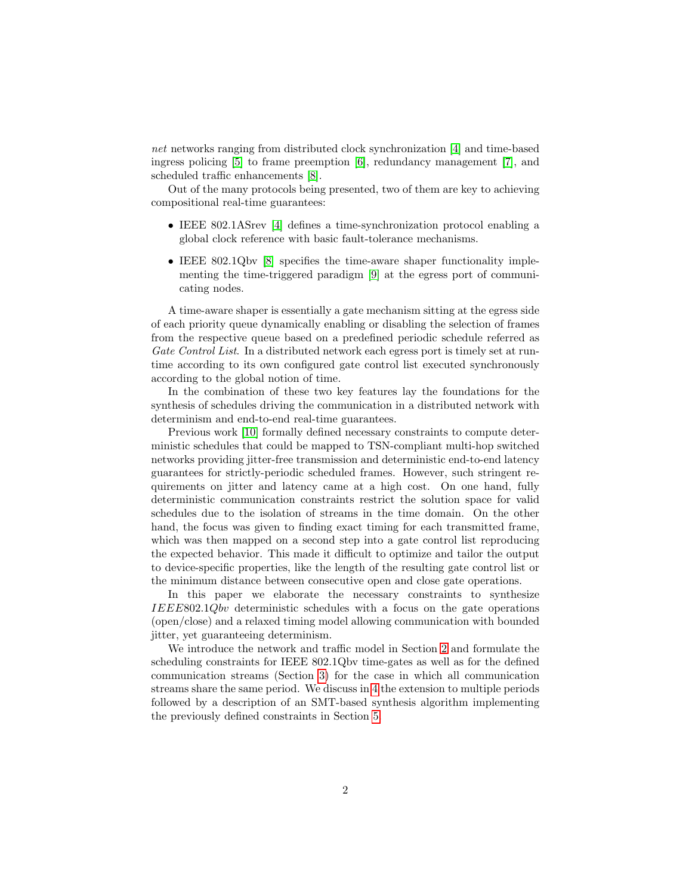*net* networks ranging from distributed clock synchronization [4] and time-based ingress policing [5] to frame preemption [6], redundancy management [7], and scheduled traffic enhancements [8].

Out of the many protocols being presented, two of them are key to achieving compositional real-time guarantees:

- IEEE 802.1ASrev [4] defines a time-synchronization protocol enabling a global clock reference with basic fault-tolerance mechanisms.
- IEEE 802.1Qbv [8] specifies the time-aware shaper functionality implementing the time-triggered paradigm [9] at the egress port of communicating nodes.

A time-aware shaper is essentially a gate mechanism sitting at the egress side of each priority queue dynamically enabling or disabling the selection of frames from the respective queue based on a predefined periodic schedule referred as *Gate Control List*. In a distributed network each egress port is timely set at run-time according to its own configured gate control list executed synchronously according to the global notion of time.

In the combination of these two key features lay the foundations for the synthesis of schedules driving the communication in a distributed network with determinism and end-to-end real-time guarantees.

Previous work [10] formally defined necessary constraints to compute deterministic schedules that could be mapped to TSN-compliant multi-hop switched networks providing jitter-free transmission and deterministic end-to-end latency guarantees for strictly-periodic scheduled frames. However, such stringent requirements on jitter and latency came at a high cost. On one hand, fully deterministic communication constraints restrict the solution space for valid schedules due to the isolation of streams in the time domain. On the other hand, the focus was given to finding exact timing for each transmitted frame, which was then mapped on a second step into a gate control list reproducing the expected behavior. This made it difficult to optimize and tailor the output to device-specific properties, like the length of the resulting gate control list or the minimum distance between consecutive open and close gate operations.

In this paper we elaborate the necessary constraints to synthesize $IEEE802.1Qbv$ deterministic schedules with a focus on the gate operations (open/close) and a relaxed timing model allowing communication with bounded jitter, yet guaranteeing determinism.

We introduce the network and traffic model in Section 2 and formulate the scheduling constraints for IEEE 802.1Qbv time-gates as well as for the defined communication streams (Section 3) for the case in which all communication streams share the same period. We discuss in 4 the extension to multiple periods followed by a description of an SMT-based synthesis algorithm implementing the previously defined constraints in Section 5.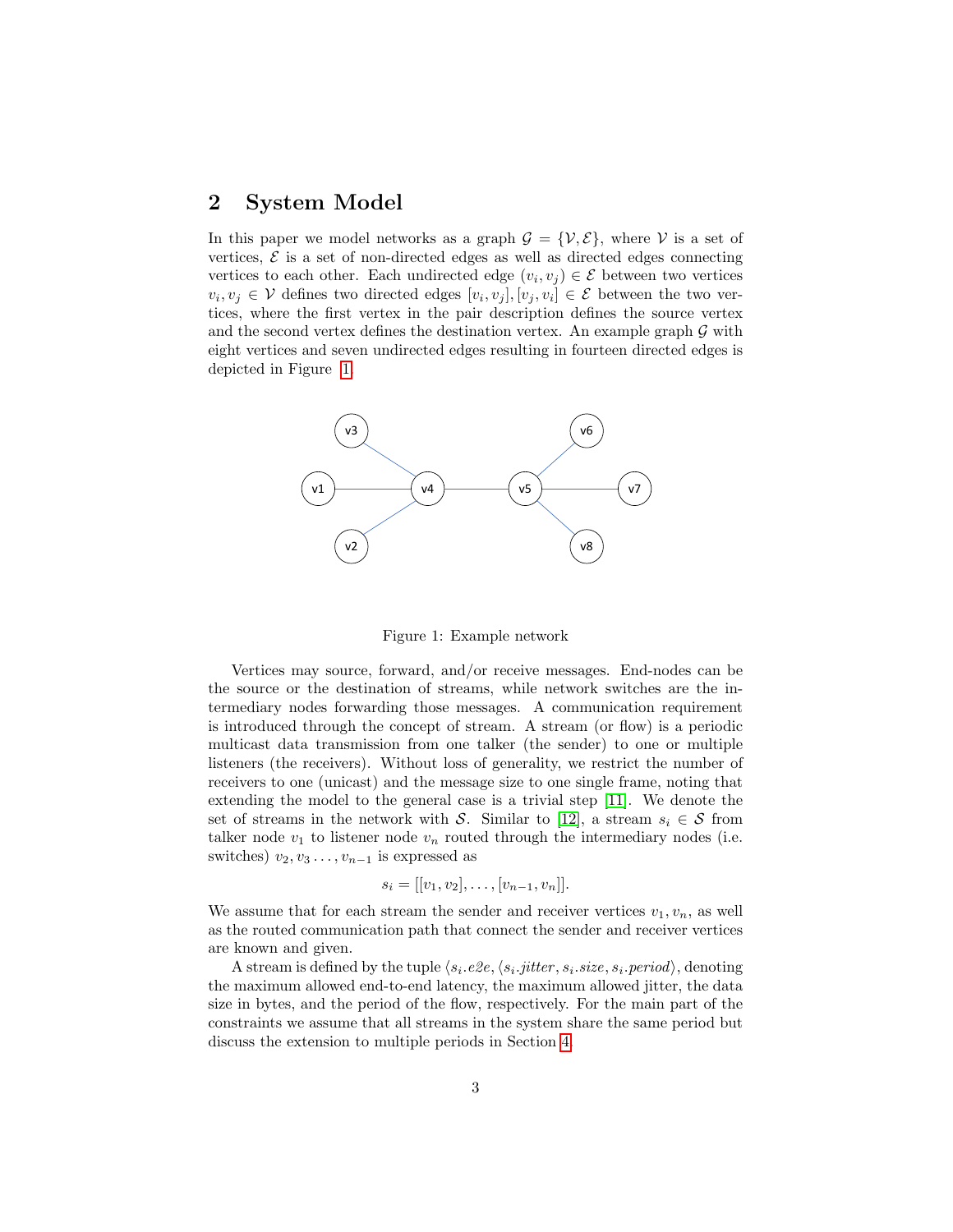## 2 System Model

In this paper we model networks as a graph $\mathcal{G} = \{\mathcal{V}, \mathcal{E}\}$, where $\mathcal{V}$ is a set of vertices, $\mathcal{E}$ is a set of non-directed edges as well as directed edges connecting vertices to each other. Each undirected edge $(v_i, v_j) \in \mathcal{E}$ between two vertices $v_i, v_j \in \mathcal{V}$ defines two directed edges $[v_i, v_j], [v_j, v_i] \in \mathcal{E}$ between the two vertices, where the first vertex in the pair description defines the source vertex and the second vertex defines the destination vertex. An example graph $\mathcal{G}$ with eight vertices and seven undirected edges resulting in fourteen directed edges is depicted in Figure 1.

Figure 1: Example network

Vertices may source, forward, and/or receive messages. End-nodes can be the source or the destination of streams, while network switches are the intermediary nodes forwarding those messages. A communication requirement is introduced through the concept of stream. A stream (or flow) is a periodic multicast data transmission from one talker (the sender) to one or multiple listeners (the receivers). Without loss of generality, we restrict the number of receivers to one (unicast) and the message size to one single frame, noting that extending the model to the general case is a trivial step [11]. We denote the set of streams in the network with $\mathcal{S}$. Similar to [12], a stream $s_i \in \mathcal{S}$ from talker node $v_1$ to listener node $v_n$ routed through the intermediary nodes (i.e. switches) $v_2, v_3 \ldots, v_{n-1}$ is expressed as

$$s_i = [[v_1, v_2], \ldots, [v_{n-1}, v_n]].$$

We assume that for each stream the sender and receiver vertices $v_1, v_n$, as well as the routed communication path that connect the sender and receiver vertices are known and given.

A stream is defined by the tuple $\langle s_i.e2e, \langle s_i.jitter, s_i.size, s_i.period \rangle$, denoting the maximum allowed end-to-end latency, the maximum allowed jitter, the data size in bytes, and the period of the flow, respectively. For the main part of the constraints we assume that all streams in the system share the same period but discuss the extension to multiple periods in Section 4.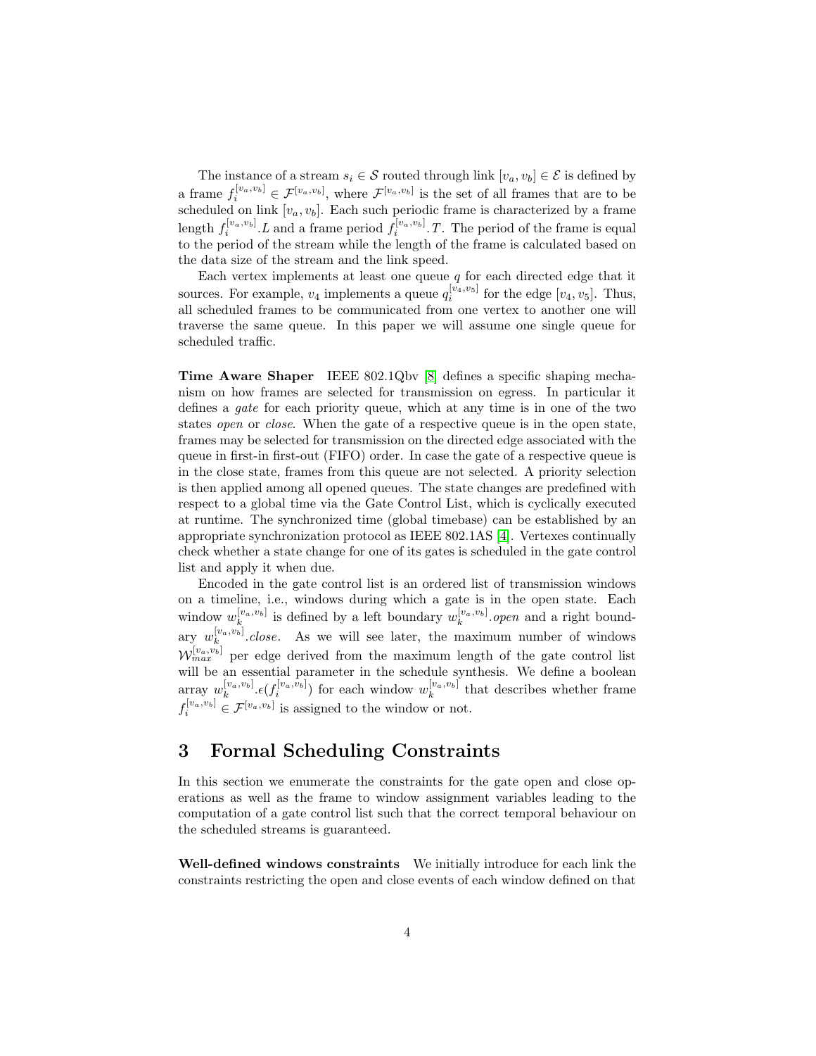The instance of a stream $s_i \in \mathcal{S}$ routed through link $[v_a, v_b] \in \mathcal{E}$ is defined by a frame $f_i^{[v_a,v_b]} \in \mathcal{F}^{[v_a,v_b]}$, where $\mathcal{F}^{[v_a,v_b]}$ is the set of all frames that are to be scheduled on link $[v_a, v_b]$. Each such periodic frame is characterized by a frame length $f_i^{[v_a,v_b]}.L$ and a frame period $f_i^{[v_a,v_b]}.T$. The period of the frame is equal to the period of the stream while the length of the frame is calculated based on the data size of the stream and the link speed.

Each vertex implements at least one queue $q$ for each directed edge that it sources. For example, $v_4$ implements a queue $q_i^{[v_4,v_5]}$ for the edge $[v_4, v_5]$. Thus, all scheduled frames to be communicated from one vertex to another one will traverse the same queue. In this paper we will assume one single queue for scheduled traffic.

**Time Aware Shaper** IEEE 802.1Qbv [8] defines a specific shaping mechanism on how frames are selected for transmission on egress. In particular it defines a *gate* for each priority queue, which at any time is in one of the two states *open* or *close*. When the gate of a respective queue is in the open state, frames may be selected for transmission on the directed edge associated with the queue in first-in first-out (FIFO) order. In case the gate of a respective queue is in the close state, frames from this queue are not selected. A priority selection is then applied among all opened queues. The state changes are predefined with respect to a global time via the Gate Control List, which is cyclically executed at runtime. The synchronized time (global timebase) can be established by an appropriate synchronization protocol as IEEE 802.1AS [4]. Vertexes continually check whether a state change for one of its gates is scheduled in the gate control list and apply it when due.

Encoded in the gate control list is an ordered list of transmission windows on a timeline, i.e., windows during which a gate is in the open state. Each window $w_k^{[v_a,v_b]}$ is defined by a left boundary $w_k^{[v_a,v_b]}.open$ and a right boundary $w_k^{[v_a,v_b]}.close$. As we will see later, the maximum number of windows $\mathcal{W}_{max}^{[v_a,v_b]}$ per edge derived from the maximum length of the gate control list will be an essential parameter in the schedule synthesis. We define a boolean array $w_k^{[v_a,v_b]}.\epsilon(f_i^{[v_a,v_b]})$ for each window $w_k^{[v_a,v_b]}$ that describes whether frame $f_i^{[v_a,v_b]} \in \mathcal{F}^{[v_a,v_b]}$ is assigned to the window or not.

# 3 Formal Scheduling Constraints

In this section we enumerate the constraints for the gate open and close operations as well as the frame to window assignment variables leading to the computation of a gate control list such that the correct temporal behaviour on the scheduled streams is guaranteed.

**Well-defined windows constraints** We initially introduce for each link the constraints restricting the open and close events of each window defined on that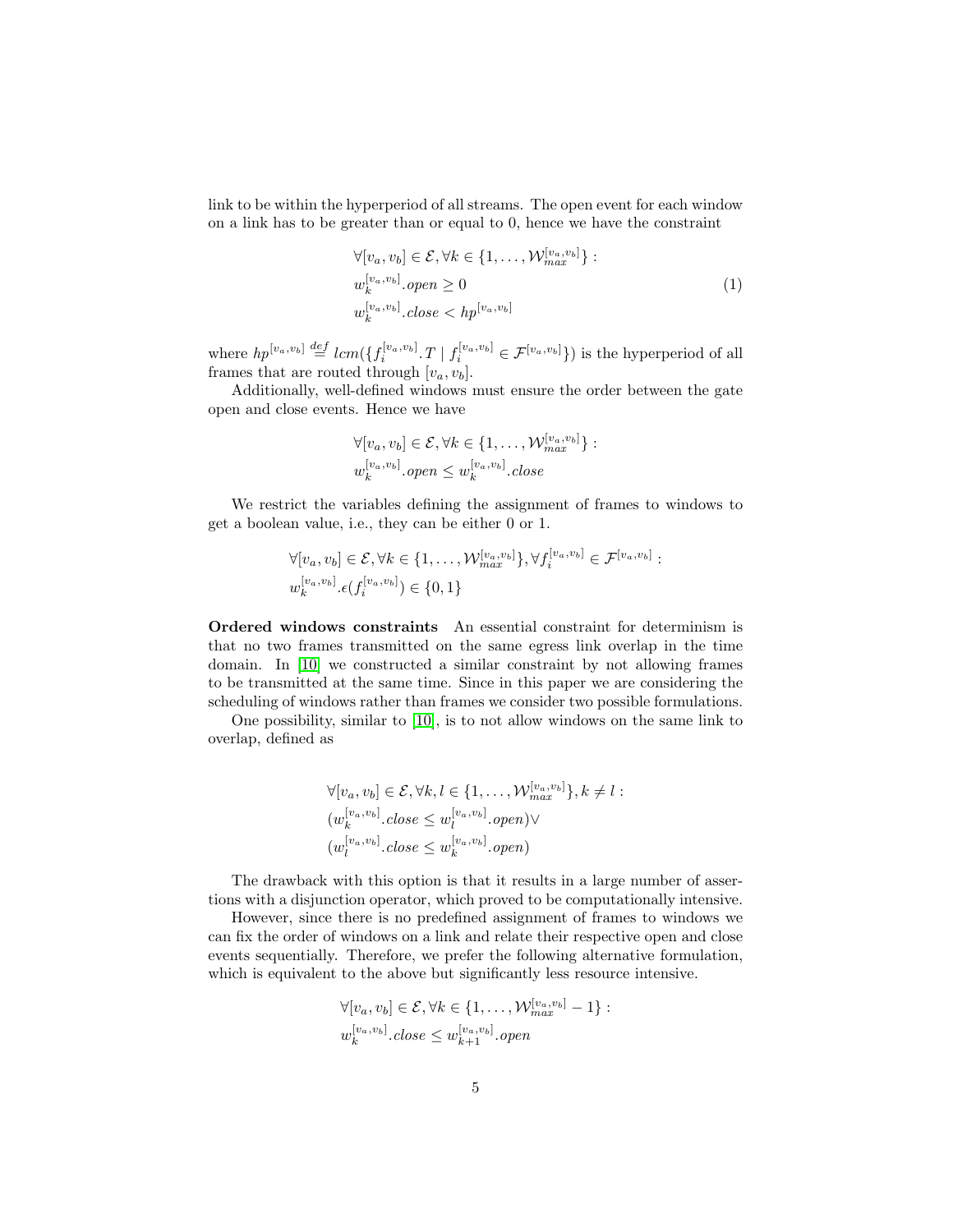link to be within the hyperperiod of all streams. The open event for each window on a link has to be greater than or equal to 0, hence we have the constraint

$$\begin{aligned}
&\forall [v_a, v_b] \in \mathcal{E}, \forall k \in \{1, \ldots, \mathcal{W}_{max}^{[v_a,v_b]}\}: \\
&w_k^{[v_a,v_b]}.open \geq 0 \\
&w_k^{[v_a,v_b]}.close < hp^{[v_a,v_b]}
\end{aligned} \tag{1}$$

where $hp^{[v_a,v_b]} \stackrel{def}{=} lcm(\{f_i^{[v_a,v_b]}.T \mid f_i^{[v_a,v_b]} \in \mathcal{F}^{[v_a,v_b]}\})$ is the hyperperiod of all frames that are routed through $[v_a, v_b]$.

Additionally, well-defined windows must ensure the order between the gate open and close events. Hence we have

$$\begin{aligned}
&\forall [v_a, v_b] \in \mathcal{E}, \forall k \in \{1, \ldots, \mathcal{W}_{max}^{[v_a,v_b]}\}: \\
&w_k^{[v_a,v_b]}.open \leq w_k^{[v_a,v_b]}.close
\end{aligned}$$

We restrict the variables defining the assignment of frames to windows to get a boolean value, i.e., they can be either 0 or 1.

$$\begin{aligned}
&\forall [v_a, v_b] \in \mathcal{E}, \forall k \in \{1, \ldots, \mathcal{W}_{max}^{[v_a,v_b]}\}, \forall f_i^{[v_a,v_b]} \in \mathcal{F}^{[v_a,v_b]}: \\
&w_k^{[v_a,v_b]}.\epsilon(f_i^{[v_a,v_b]}) \in \{0, 1\}
\end{aligned}$$

**Ordered windows constraints** An essential constraint for determinism is that no two frames transmitted on the same egress link overlap in the time domain. In [10] we constructed a similar constraint by not allowing frames to be transmitted at the same time. Since in this paper we are considering the scheduling of windows rather than frames we consider two possible formulations.

One possibility, similar to [10], is to not allow windows on the same link to overlap, defined as

$$\begin{aligned}
&\forall [v_a, v_b] \in \mathcal{E}, \forall k, l \in \{1, \ldots, \mathcal{W}_{max}^{[v_a,v_b]}\}, k \neq l: \\
&(w_k^{[v_a,v_b]}.close \leq w_l^{[v_a,v_b]}.open) \vee \\
&(w_l^{[v_a,v_b]}.close \leq w_k^{[v_a,v_b]}.open)
\end{aligned}$$

The drawback with this option is that it results in a large number of assertions with a disjunction operator, which proved to be computationally intensive.

However, since there is no predefined assignment of frames to windows we can fix the order of windows on a link and relate their respective open and close events sequentially. Therefore, we prefer the following alternative formulation, which is equivalent to the above but significantly less resource intensive.

$$\begin{aligned}
&\forall [v_a, v_b] \in \mathcal{E}, \forall k \in \{1, \ldots, \mathcal{W}_{max}^{[v_a,v_b]} - 1\}: \\
&w_k^{[v_a,v_b]}.close \leq w_{k+1}^{[v_a,v_b]}.open
\end{aligned}$$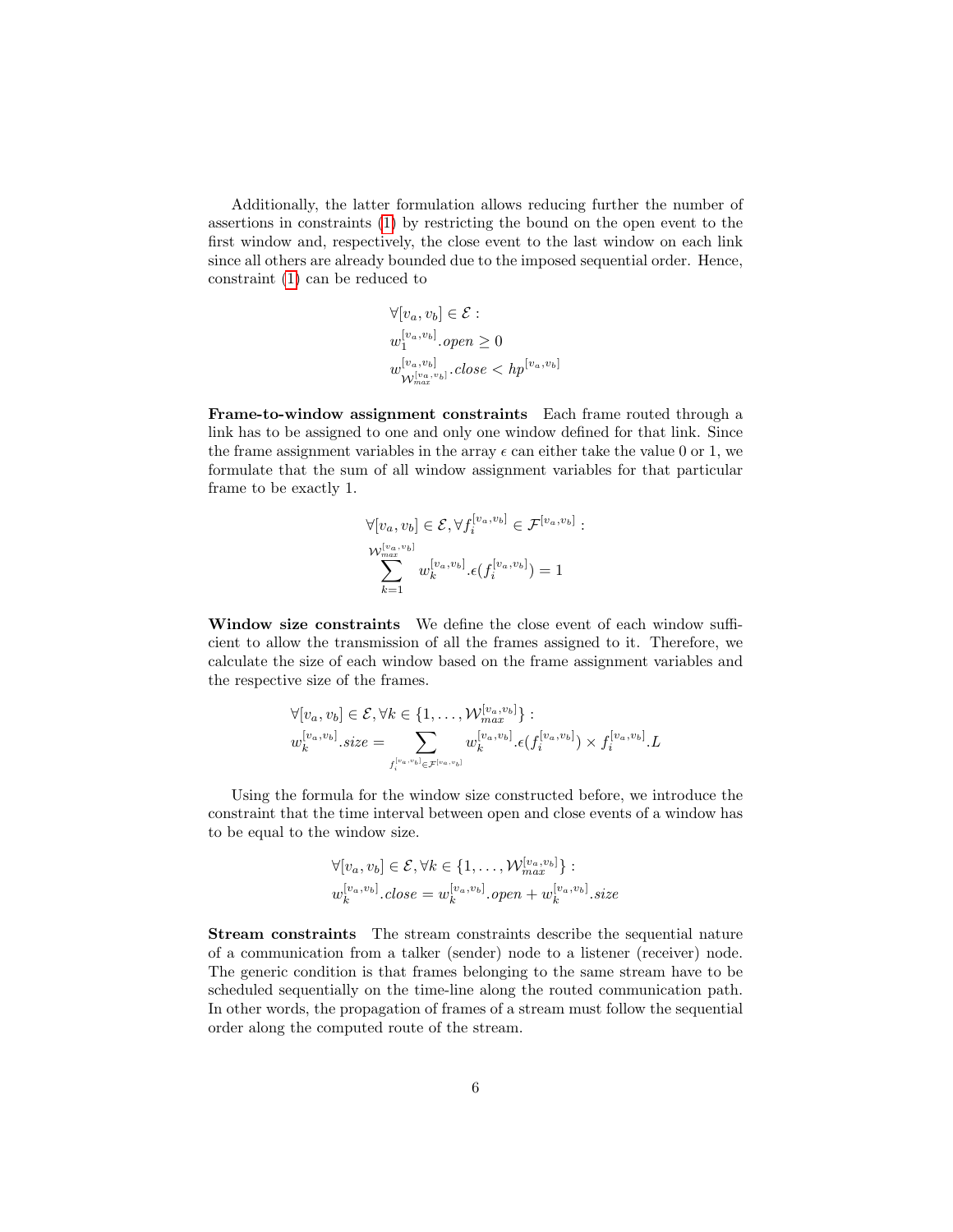Additionally, the latter formulation allows reducing further the number of assertions in constraints (1) by restricting the bound on the open event to the first window and, respectively, the close event to the last window on each link since all others are already bounded due to the imposed sequential order. Hence, constraint (1) can be reduced to

$$\begin{aligned}
&\forall [v_a, v_b] \in \mathcal{E}: \\
&w_1^{[v_a,v_b]}.open \geq 0 \\
&w_{\mathcal{W}_{max}^{[v_a,v_b]}}^{[v_a,v_b]}.close < hp^{[v_a,v_b]}
\end{aligned}$$

**Frame-to-window assignment constraints** Each frame routed through a link has to be assigned to one and only one window defined for that link. Since the frame assignment variables in the array $\epsilon$ can either take the value 0 or 1, we formulate that the sum of all window assignment variables for that particular frame to be exactly 1.

$$\begin{aligned}
&\forall [v_a, v_b] \in \mathcal{E}, \forall f_i^{[v_a,v_b]} \in \mathcal{F}^{[v_a,v_b]}: \\
&\sum_{k=1}^{\mathcal{W}_{max}^{[v_a,v_b]}} w_k^{[v_a,v_b]}.\epsilon(f_i^{[v_a,v_b]}) = 1
\end{aligned}$$

**Window size constraints** We define the close event of each window sufficient to allow the transmission of all the frames assigned to it. Therefore, we calculate the size of each window based on the frame assignment variables and the respective size of the frames.

$$\begin{aligned}
&\forall [v_a, v_b] \in \mathcal{E}, \forall k \in \{1, \ldots, \mathcal{W}_{max}^{[v_a,v_b]}\}: \\
&w_k^{[v_a,v_b]}.size = \sum_{f_i^{[v_a,v_b]} \in \mathcal{F}^{[v_a,v_b]}} w_k^{[v_a,v_b]}.\epsilon(f_i^{[v_a,v_b]}) \times f_i^{[v_a,v_b]}.L
\end{aligned}$$

Using the formula for the window size constructed before, we introduce the constraint that the time interval between open and close events of a window has to be equal to the window size.

$$\begin{aligned}
&\forall [v_a, v_b] \in \mathcal{E}, \forall k \in \{1, \ldots, \mathcal{W}_{max}^{[v_a,v_b]}\}: \\
&w_k^{[v_a,v_b]}.close = w_k^{[v_a,v_b]}.open + w_k^{[v_a,v_b]}.size
\end{aligned}$$

**Stream constraints** The stream constraints describe the sequential nature of a communication from a talker (sender) node to a listener (receiver) node. The generic condition is that frames belonging to the same stream have to be scheduled sequentially on the time-line along the routed communication path. In other words, the propagation of frames of a stream must follow the sequential order along the computed route of the stream.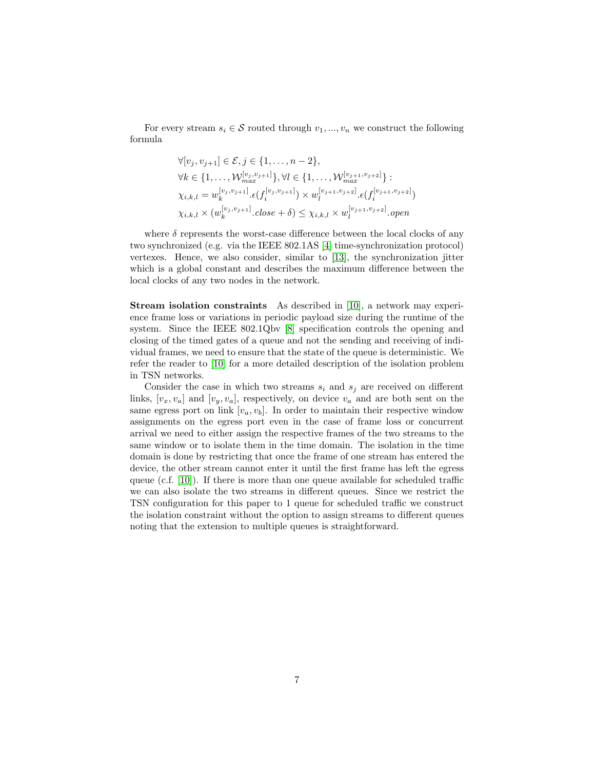For every stream $s_i \in \mathcal{S}$ routed through $v_1, ..., v_n$ we construct the following formula

$$
\begin{aligned}
&\forall [v_j, v_{j+1}] \in \mathcal{E}, j \in \{1, \ldots, n-2\}, \\
&\forall k \in \{1, \ldots, \mathcal{W}_{max}^{[v_j, v_{j+1}]}\}, \forall l \in \{1, \ldots, \mathcal{W}_{max}^{[v_{j+1}, v_{j+2}]}\} : \\
&\chi_{i,k,l} = w_k^{[v_j, v_{j+1}]}.\epsilon(f_i^{[v_j, v_{j+1}]}) \times w_l^{[v_{j+1}, v_{j+2}]}.\epsilon(f_i^{[v_{j+1}, v_{j+2}]}) \\
&\chi_{i,k,l} \times (w_k^{[v_j, v_{j+1}]}.close + \delta) \leq \chi_{i,k,l} \times w_l^{[v_{j+1}, v_{j+2}]}.open
\end{aligned}
$$

where $\delta$ represents the worst-case difference between the local clocks of any two synchronized (e.g. via the IEEE 802.1AS [4] time-synchronization protocol) vertexes. Hence, we also consider, similar to [13], the synchronization jitter which is a global constant and describes the maximum difference between the local clocks of any two nodes in the network.

**Stream isolation constraints** As described in [10], a network may experience frame loss or variations in periodic payload size during the runtime of the system. Since the IEEE 802.1Qbv [8] specification controls the opening and closing of the timed gates of a queue and not the sending and receiving of individual frames, we need to ensure that the state of the queue is deterministic. We refer the reader to [10] for a more detailed description of the isolation problem in TSN networks.

Consider the case in which two streams $s_i$ and $s_j$ are received on different links, $[v_x, v_a]$ and $[v_y, v_a]$, respectively, on device $v_a$ and are both sent on the same egress port on link $[v_a, v_b]$. In order to maintain their respective window assignments on the egress port even in the case of frame loss or concurrent arrival we need to either assign the respective frames of the two streams to the same window or to isolate them in the time domain. The isolation in the time domain is done by restricting that once the frame of one stream has entered the device, the other stream cannot enter it until the first frame has left the egress queue (c.f. [10]). If there is more than one queue available for scheduled traffic we can also isolate the two streams in different queues. Since we restrict the TSN configuration for this paper to 1 queue for scheduled traffic we construct the isolation constraint without the option to assign streams to different queues noting that the extension to multiple queues is straightforward.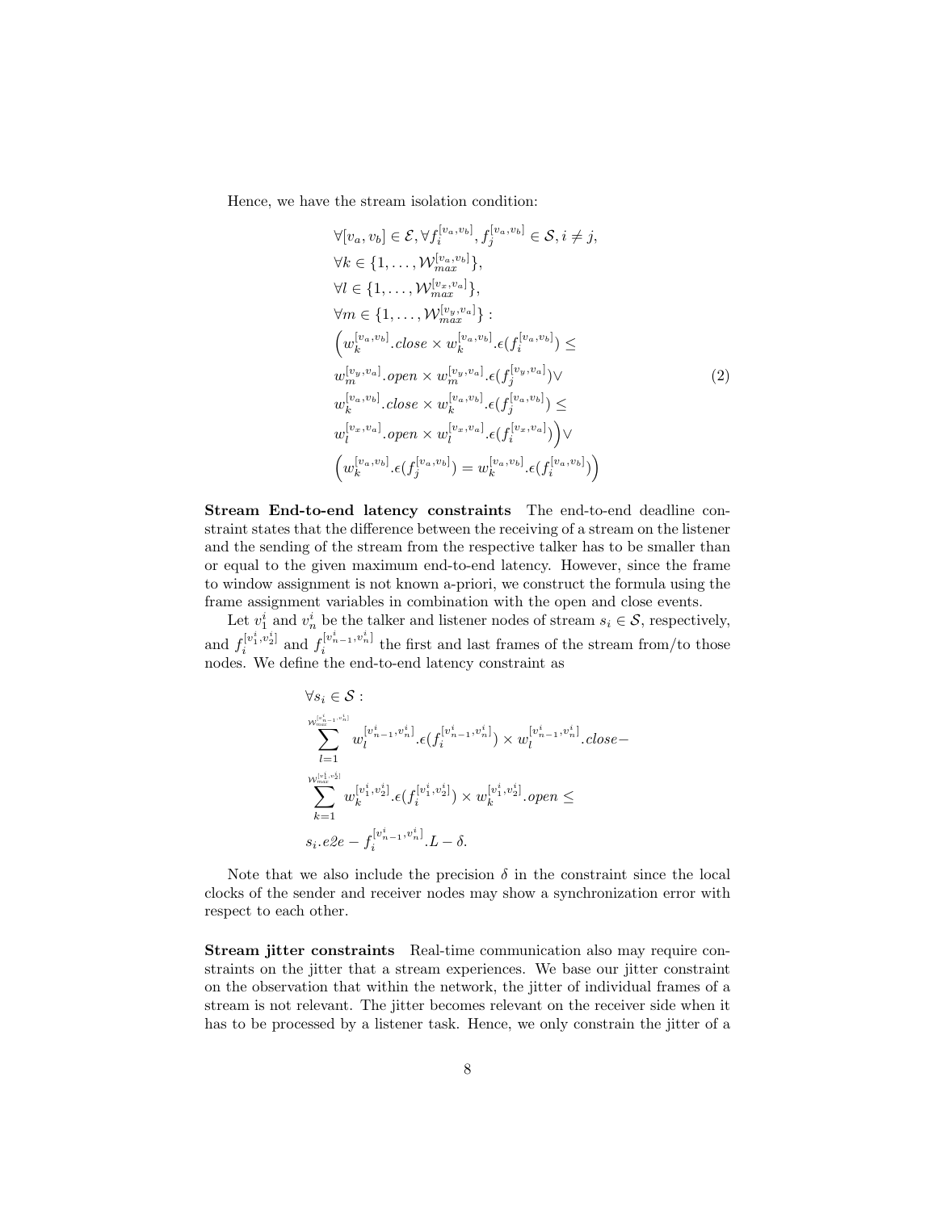Hence, we have the stream isolation condition:

$$
\begin{aligned}
&\forall [v_a, v_b] \in \mathcal{E}, \forall f_i^{[v_a,v_b]}, f_j^{[v_a,v_b]} \in \mathcal{S}, i \neq j,\\
&\forall k \in \{1, \ldots, \mathcal{W}_{max}^{[v_a,v_b]}\},\\
&\forall l \in \{1, \ldots, \mathcal{W}_{max}^{[v_x,v_a]}\},\\
&\forall m \in \{1, \ldots, \mathcal{W}_{max}^{[v_y,v_a]}\}:\\
&\Big(w_k^{[v_a,v_b]}.close \times w_k^{[v_a,v_b]}.\epsilon(f_i^{[v_a,v_b]}) \leq\\
&w_m^{[v_y,v_a]}.open \times w_m^{[v_y,v_a]}.\epsilon(f_j^{[v_y,v_a]}) \vee\\
&w_k^{[v_a,v_b]}.close \times w_k^{[v_a,v_b]}.\epsilon(f_j^{[v_a,v_b]}) \leq\\
&w_l^{[v_x,v_a]}.open \times w_l^{[v_x,v_a]}.\epsilon(f_i^{[v_x,v_a]})\Big) \vee\\
&\Big(w_k^{[v_a,v_b]}.\epsilon(f_j^{[v_a,v_b]}) = w_k^{[v_a,v_b]}.\epsilon(f_i^{[v_a,v_b]})\Big)
\end{aligned}
\tag{2}
$$

**Stream End-to-end latency constraints** The end-to-end deadline constraint states that the difference between the receiving of a stream on the listener and the sending of the stream from the respective talker has to be smaller than or equal to the given maximum end-to-end latency. However, since the frame to window assignment is not known a-priori, we construct the formula using the frame assignment variables in combination with the open and close events.

Let $v_1^i$ and $v_n^i$ be the talker and listener nodes of stream $s_i \in \mathcal{S}$, respectively, and $f_i^{[v_1^i,v_2^i]}$ and $f_i^{[v_{n-1}^i,v_n^i]}$ the first and last frames of the stream from/to those nodes. We define the end-to-end latency constraint as

$$
\begin{aligned}
&\forall s_i \in \mathcal{S}:\\
&\sum_{l=1}^{\mathcal{W}_{max}^{[v_{n-1}^i,v_n^i]}} w_l^{[v_{n-1}^i,v_n^i]}.\epsilon(f_i^{[v_{n-1}^i,v_n^i]}) \times w_l^{[v_{n-1}^i,v_n^i]}.close -\\
&\sum_{k=1}^{\mathcal{W}_{max}^{[v_1^i,v_2^i]}} w_k^{[v_1^i,v_2^i]}.\epsilon(f_i^{[v_1^i,v_2^i]}) \times w_k^{[v_1^i,v_2^i]}.open \leq\\
&s_i.e2e - f_i^{[v_{n-1}^i,v_n^i]}.L - \delta.
\end{aligned}
$$

Note that we also include the precision $\delta$ in the constraint since the local clocks of the sender and receiver nodes may show a synchronization error with respect to each other.

**Stream jitter constraints** Real-time communication also may require constraints on the jitter that a stream experiences. We base our jitter constraint on the observation that within the network, the jitter of individual frames of a stream is not relevant. The jitter becomes relevant on the receiver side when it has to be processed by a listener task. Hence, we only constrain the jitter of a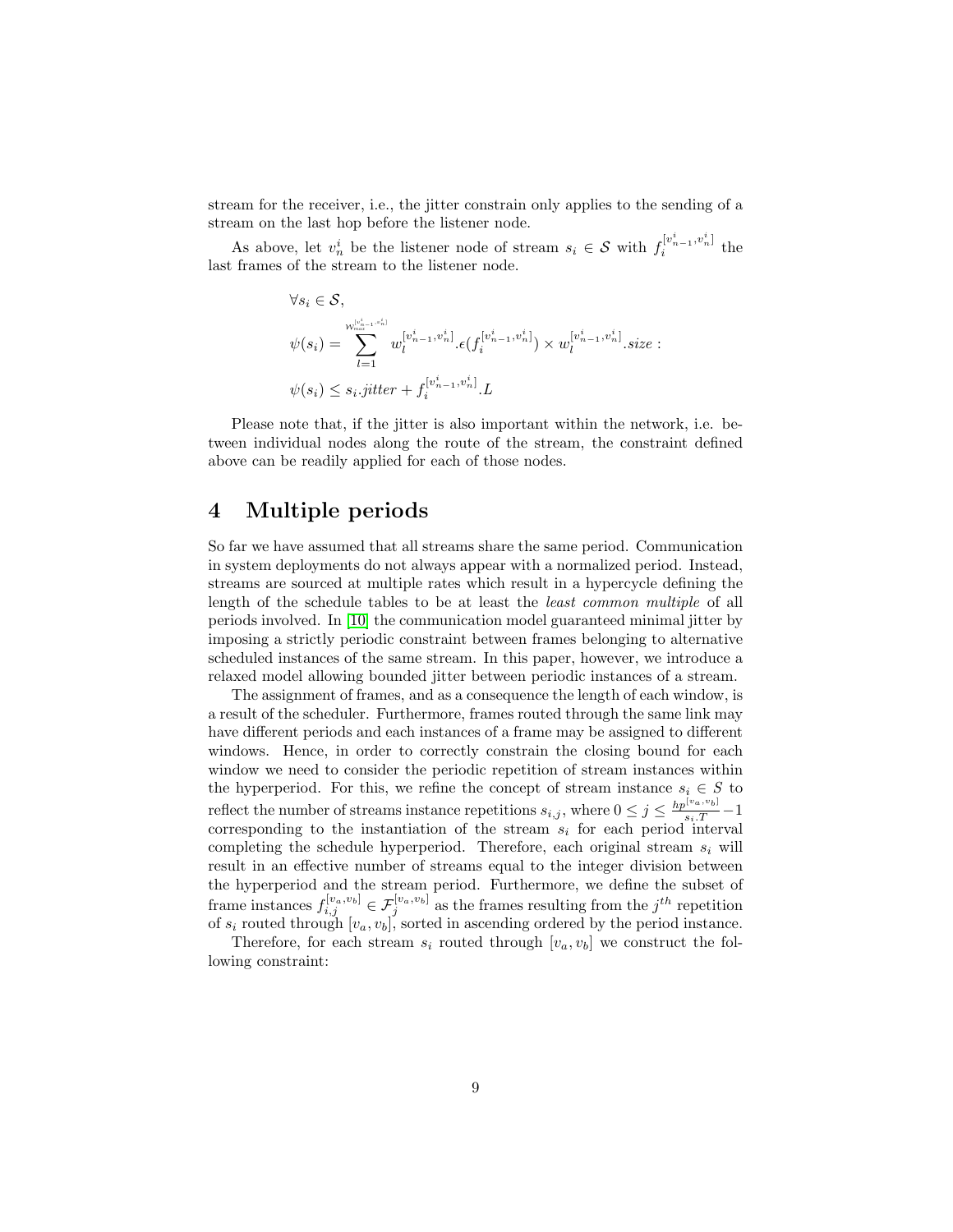stream for the receiver, i.e., the jitter constrain only applies to the sending of a stream on the last hop before the listener node.

As above, let $v_n^i$ be the listener node of stream $s_i \in \mathcal{S}$ with $f_i^{[v_{n-1}^i, v_n^i]}$ the last frames of the stream to the listener node.

$$
\begin{aligned}
&\forall s_i \in \mathcal{S}, \\
&\psi(s_i) = \sum_{l=1}^{\mathcal{W}_{max}^{[v_{n-1}^i, v_n^i]}} w_l^{[v_{n-1}^i, v_n^i]}.\epsilon(f_i^{[v_{n-1}^i, v_n^i]}) \times w_l^{[v_{n-1}^i, v_n^i]}.size : \\
&\psi(s_i) \leq s_i.jitter + f_i^{[v_{n-1}^i, v_n^i]}.L
\end{aligned}
$$

Please note that, if the jitter is also important within the network, i.e. between individual nodes along the route of the stream, the constraint defined above can be readily applied for each of those nodes.

# 4 Multiple periods

So far we have assumed that all streams share the same period. Communication in system deployments do not always appear with a normalized period. Instead, streams are sourced at multiple rates which result in a hypercycle defining the length of the schedule tables to be at least the *least common multiple* of all periods involved. In [10] the communication model guaranteed minimal jitter by imposing a strictly periodic constraint between frames belonging to alternative scheduled instances of the same stream. In this paper, however, we introduce a relaxed model allowing bounded jitter between periodic instances of a stream.

The assignment of frames, and as a consequence the length of each window, is a result of the scheduler. Furthermore, frames routed through the same link may have different periods and each instances of a frame may be assigned to different windows. Hence, in order to correctly constrain the closing bound for each window we need to consider the periodic repetition of stream instances within the hyperperiod. For this, we refine the concept of stream instance $s_i \in S$ to reflect the number of streams instance repetitions $s_{i,j}$, where $0 \leq j \leq \frac{hp^{[v_a, v_b]}}{s_i.T} - 1$ corresponding to the instantiation of the stream $s_i$ for each period interval completing the schedule hyperperiod. Therefore, each original stream $s_i$ will result in an effective number of streams equal to the integer division between the hyperperiod and the stream period. Furthermore, we define the subset of frame instances $f_{i,j}^{[v_a, v_b]} \in \mathcal{F}_j^{[v_a, v_b]}$ as the frames resulting from the $j^{th}$ repetition of $s_i$ routed through $[v_a, v_b]$, sorted in ascending ordered by the period instance.

Therefore, for each stream $s_i$ routed through $[v_a, v_b]$ we construct the following constraint: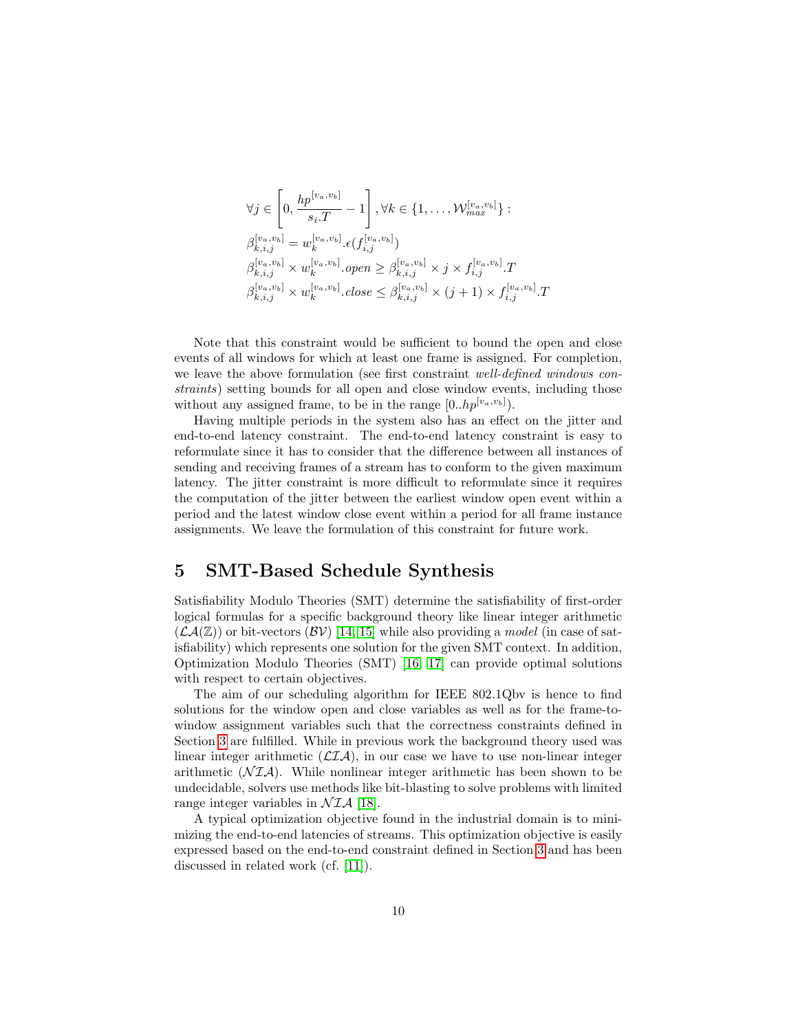$$
\forall j \in \left[0, \frac{hp^{[v_a,v_b]}}{s_i.T} - 1\right], \forall k \in \{1, \ldots, \mathcal{W}_{max}^{[v_a,v_b]}\} :
$$

$$
\beta_{k,i,j}^{[v_a,v_b]} = w_k^{[v_a,v_b]}.\epsilon(f_{i,j}^{[v_a,v_b]})
$$

$$
\beta_{k,i,j}^{[v_a,v_b]} \times w_k^{[v_a,v_b]}.open \geq \beta_{k,i,j}^{[v_a,v_b]} \times j \times f_{i,j}^{[v_a,v_b]}.T
$$

$$
\beta_{k,i,j}^{[v_a,v_b]} \times w_k^{[v_a,v_b]}.close \leq \beta_{k,i,j}^{[v_a,v_b]} \times (j+1) \times f_{i,j}^{[v_a,v_b]}.T
$$

Note that this constraint would be sufficient to bound the open and close events of all windows for which at least one frame is assigned. For completion, we leave the above formulation (see first constraint *well-defined windows constraints*) setting bounds for all open and close window events, including those without any assigned frame, to be in the range $[0..hp^{[v_a,v_b]})$.

Having multiple periods in the system also has an effect on the jitter and end-to-end latency constraint. The end-to-end latency constraint is easy to reformulate since it has to consider that the difference between all instances of sending and receiving frames of a stream has to conform to the given maximum latency. The jitter constraint is more difficult to reformulate since it requires the computation of the jitter between the earliest window open event within a period and the latest window close event within a period for all frame instance assignments. We leave the formulation of this constraint for future work.

## 5 SMT-Based Schedule Synthesis

Satisfiability Modulo Theories (SMT) determine the satisfiability of first-order logical formulas for a specific background theory like linear integer arithmetic ($\mathcal{LA}(\mathbb{Z})$) or bit-vectors ($\mathcal{BV}$) [14, 15] while also providing a *model* (in case of satisfiability) which represents one solution for the given SMT context. In addition, Optimization Modulo Theories (SMT) [16, 17] can provide optimal solutions with respect to certain objectives.

The aim of our scheduling algorithm for IEEE 802.1Qbv is hence to find solutions for the window open and close variables as well as for the frame-to-window assignment variables such that the correctness constraints defined in Section 3 are fulfilled. While in previous work the background theory used was linear integer arithmetic ($\mathcal{LIA}$), in our case we have to use non-linear integer arithmetic ($\mathcal{NIA}$). While nonlinear integer arithmetic has been shown to be undecidable, solvers use methods like bit-blasting to solve problems with limited range integer variables in $\mathcal{NIA}$ [18].

A typical optimization objective found in the industrial domain is to minimizing the end-to-end latencies of streams. This optimization objective is easily expressed based on the end-to-end constraint defined in Section 3 and has been discussed in related work (cf. [11]).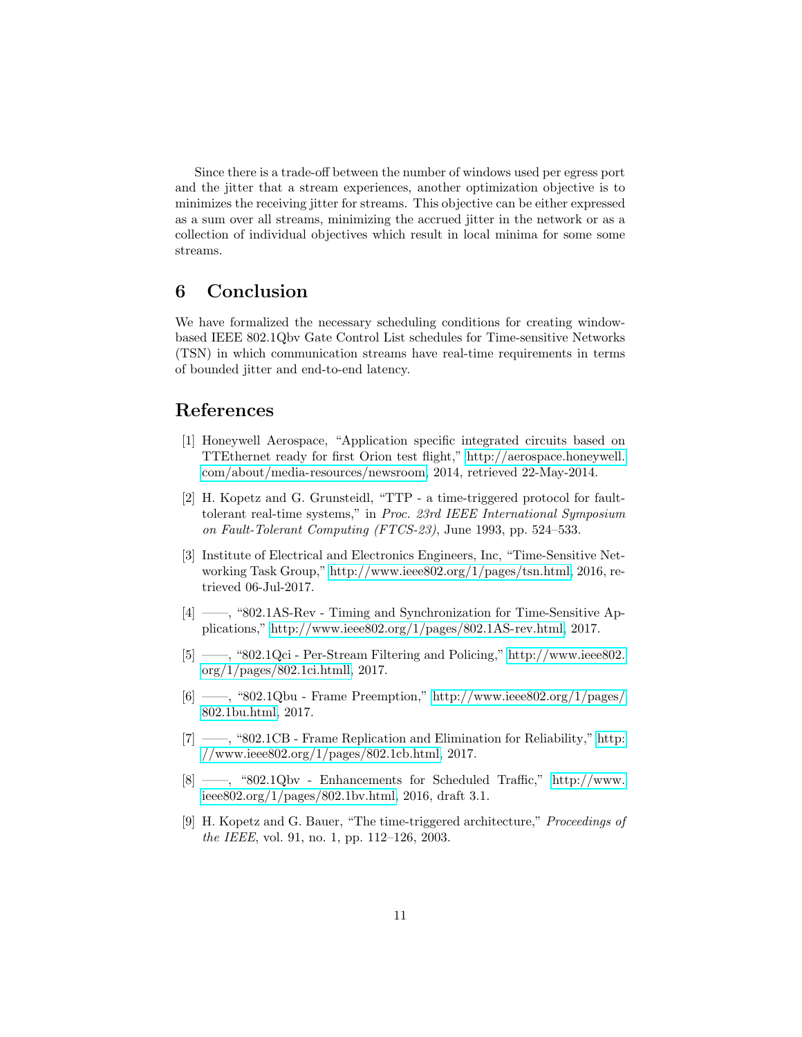Since there is a trade-off between the number of windows used per egress port and the jitter that a stream experiences, another optimization objective is to minimizes the receiving jitter for streams. This objective can be either expressed as a sum over all streams, minimizing the accrued jitter in the network or as a collection of individual objectives which result in local minima for some some streams.

## 6 Conclusion

We have formalized the necessary scheduling conditions for creating window-based IEEE 802.1Qbv Gate Control List schedules for Time-sensitive Networks (TSN) in which communication streams have real-time requirements in terms of bounded jitter and end-to-end latency.

## References

[1] Honeywell Aerospace, "Application specific integrated circuits based on TTEthernet ready for first Orion test flight," http://aerospace.honeywell.com/about/media-resources/newsroom, 2014, retrieved 22-May-2014.

[2] H. Kopetz and G. Grunsteidl, "TTP - a time-triggered protocol for fault-tolerant real-time systems," in *Proc. 23rd IEEE International Symposium on Fault-Tolerant Computing (FTCS-23)*, June 1993, pp. 524–533.

[3] Institute of Electrical and Electronics Engineers, Inc, "Time-Sensitive Networking Task Group," http://www.ieee802.org/1/pages/tsn.html, 2016, retrieved 06-Jul-2017.

[4] ——, "802.1AS-Rev - Timing and Synchronization for Time-Sensitive Applications," http://www.ieee802.org/1/pages/802.1AS-rev.html, 2017.

[5] ——, "802.1Qci - Per-Stream Filtering and Policing," http://www.ieee802.org/1/pages/802.1ci.htmll, 2017.

[6] ——, "802.1Qbu - Frame Preemption," http://www.ieee802.org/1/pages/802.1bu.html, 2017.

[7] ——, "802.1CB - Frame Replication and Elimination for Reliability," http://www.ieee802.org/1/pages/802.1cb.html, 2017.

[8] ——, "802.1Qbv - Enhancements for Scheduled Traffic," http://www.ieee802.org/1/pages/802.1bv.html, 2016, draft 3.1.

[9] H. Kopetz and G. Bauer, "The time-triggered architecture," *Proceedings of the IEEE*, vol. 91, no. 1, pp. 112–126, 2003.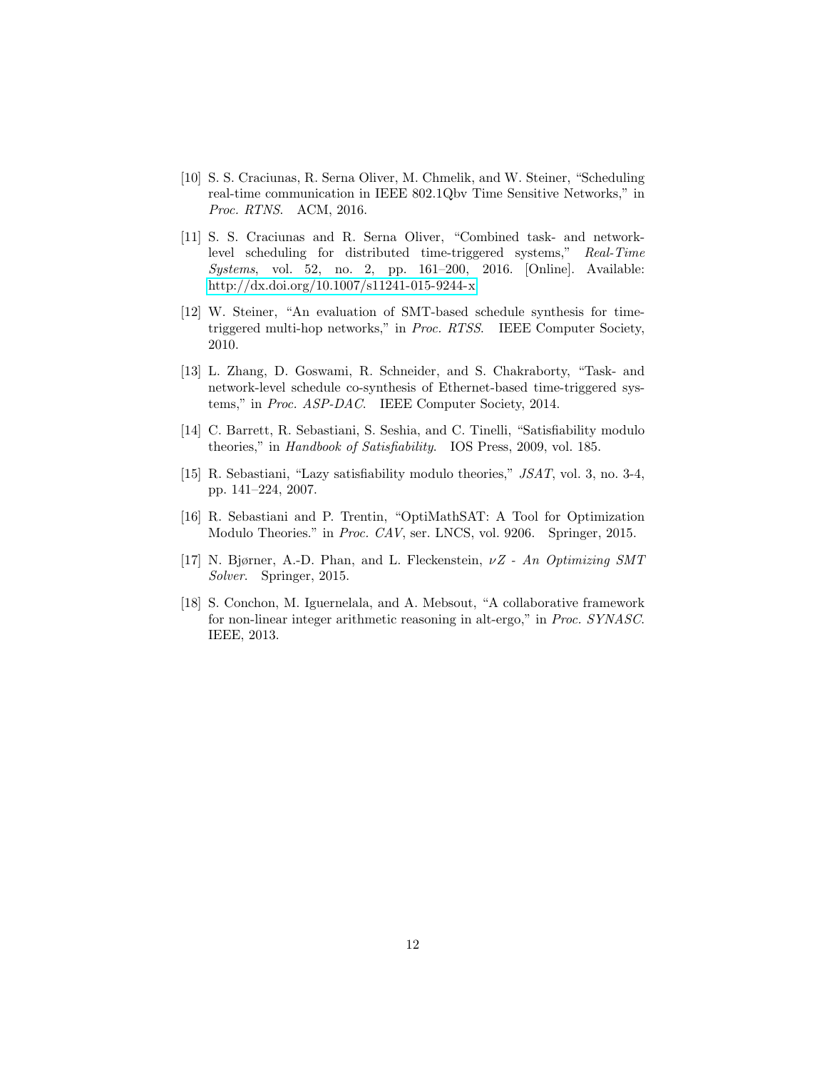[10] S. S. Craciunas, R. Serna Oliver, M. Chmelik, and W. Steiner, "Scheduling real-time communication in IEEE 802.1Qbv Time Sensitive Networks," in *Proc. RTNS*. ACM, 2016.

[11] S. S. Craciunas and R. Serna Oliver, "Combined task- and network-level scheduling for distributed time-triggered systems," *Real-Time Systems*, vol. 52, no. 2, pp. 161–200, 2016. [Online]. Available: http://dx.doi.org/10.1007/s11241-015-9244-x

[12] W. Steiner, "An evaluation of SMT-based schedule synthesis for time-triggered multi-hop networks," in *Proc. RTSS*. IEEE Computer Society, 2010.

[13] L. Zhang, D. Goswami, R. Schneider, and S. Chakraborty, "Task- and network-level schedule co-synthesis of Ethernet-based time-triggered systems," in *Proc. ASP-DAC*. IEEE Computer Society, 2014.

[14] C. Barrett, R. Sebastiani, S. Seshia, and C. Tinelli, "Satisfiability modulo theories," in *Handbook of Satisfiability*. IOS Press, 2009, vol. 185.

[15] R. Sebastiani, "Lazy satisfiability modulo theories," *JSAT*, vol. 3, no. 3-4, pp. 141–224, 2007.

[16] R. Sebastiani and P. Trentin, "OptiMathSAT: A Tool for Optimization Modulo Theories." in *Proc. CAV*, ser. LNCS, vol. 9206. Springer, 2015.

[17] N. Bjørner, A.-D. Phan, and L. Fleckenstein, *$\nu Z$ - An Optimizing SMT Solver*. Springer, 2015.

[18] S. Conchon, M. Iguernelala, and A. Mebsout, "A collaborative framework for non-linear integer arithmetic reasoning in alt-ergo," in *Proc. SYNASC*. IEEE, 2013.